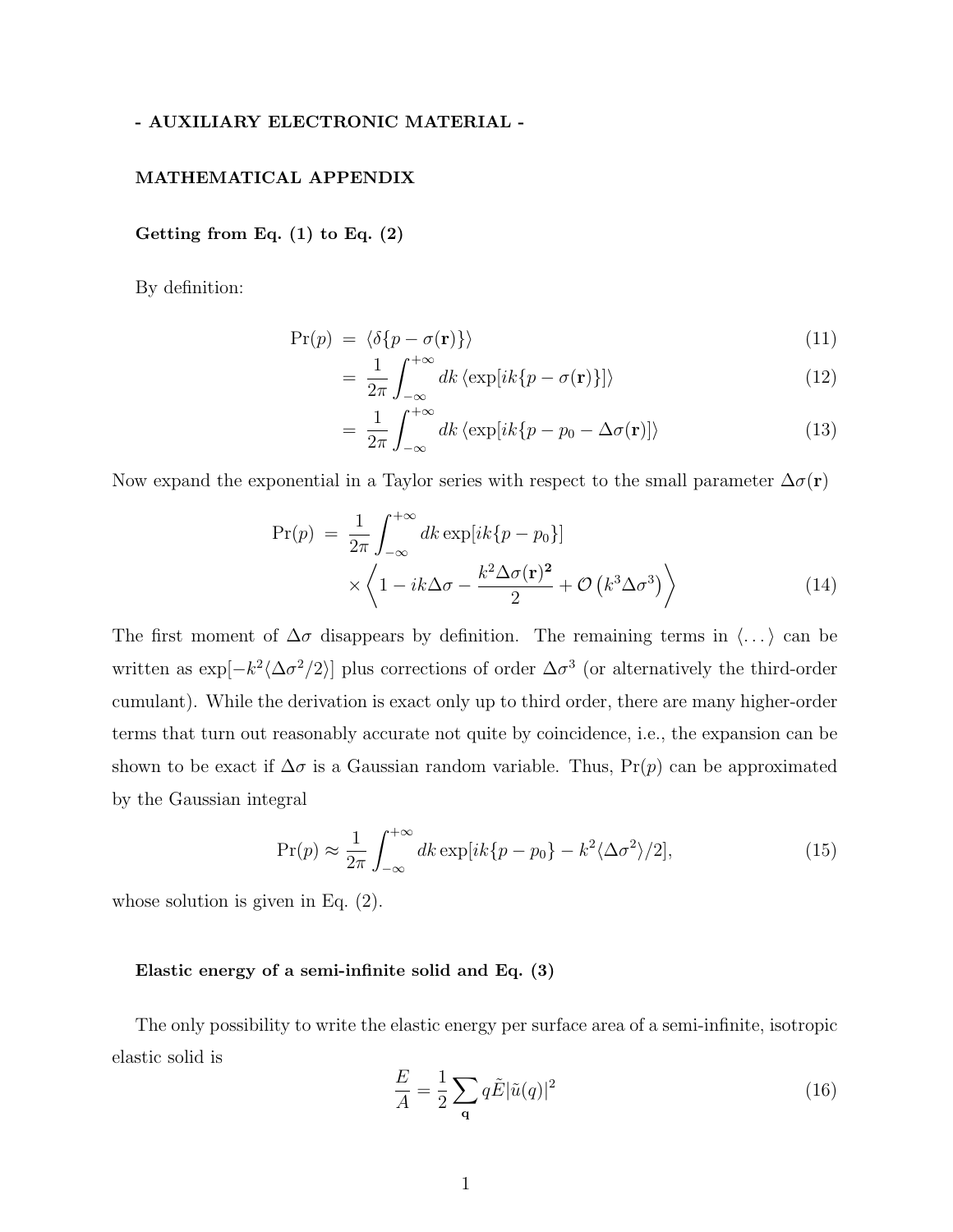**- AUXILIARY ELECTRONIC MATERIAL -**

**MATHEMATICAL APPENDIX**

**Getting from Eq. (1) to Eq. (2)**

By definition:

$$
\begin{aligned}
\Pr(p) &= \langle \delta\{p - \sigma(\mathbf{r})\}\rangle & (11)\\
&= \frac{1}{2\pi}\int_{-\infty}^{+\infty} dk\, \langle \exp[ik\{p - \sigma(\mathbf{r})\}]\rangle & (12)\\
&= \frac{1}{2\pi}\int_{-\infty}^{+\infty} dk\, \langle \exp[ik\{p - p_0 - \Delta\sigma(\mathbf{r})]\rangle & (13)
\end{aligned}
$$

Now expand the exponential in a Taylor series with respect to the small parameter $\Delta\sigma(\mathbf{r})$

$$
\begin{aligned}
\Pr(p) &= \frac{1}{2\pi}\int_{-\infty}^{+\infty} dk\, \exp[ik\{p - p_0\}]\\
&\quad \times \left\langle 1 - ik\Delta\sigma - \frac{k^2\Delta\sigma(\mathbf{r})^{\mathbf{2}}}{2} + \mathcal{O}\left(k^3\Delta\sigma^3\right)\right\rangle & (14)
\end{aligned}
$$

The first moment of $\Delta\sigma$ disappears by definition. The remaining terms in $\langle\dots\rangle$ can be written as $\exp[-k^2\langle\Delta\sigma^2/2\rangle]$ plus corrections of order $\Delta\sigma^3$ (or alternatively the third-order cumulant). While the derivation is exact only up to third order, there are many higher-order terms that turn out reasonably accurate not quite by coincidence, i.e., the expansion can be shown to be exact if $\Delta\sigma$ is a Gaussian random variable. Thus, $\Pr(p)$ can be approximated by the Gaussian integral

$$
\Pr(p) \approx \frac{1}{2\pi}\int_{-\infty}^{+\infty} dk\, \exp[ik\{p - p_0\} - k^2\langle\Delta\sigma^2\rangle/2], \qquad (15)
$$

whose solution is given in Eq. (2).

**Elastic energy of a semi-infinite solid and Eq. (3)**

The only possibility to write the elastic energy per surface area of a semi-infinite, isotropic elastic solid is

$$
\frac{E}{A} = \frac{1}{2}\sum_{\mathbf{q}} q\tilde{E}|\tilde{u}(q)|^2 \qquad (16)
$$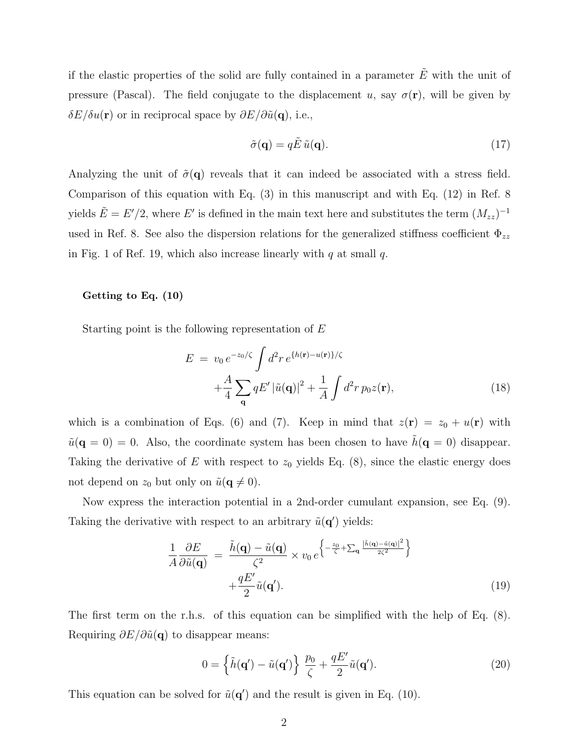if the elastic properties of the solid are fully contained in a parameter $\tilde{E}$ with the unit of pressure (Pascal). The field conjugate to the displacement $u$, say $\sigma(\mathbf{r})$, will be given by $\delta E/\delta u(\mathbf{r})$ or in reciprocal space by $\partial E/\partial \tilde{u}(\mathbf{q})$, i.e.,

$$\tilde{\sigma}(\mathbf{q}) = q\tilde{E}\,\tilde{u}(\mathbf{q}). \tag{17}$$

Analyzing the unit of $\tilde{\sigma}(\mathbf{q})$ reveals that it can indeed be associated with a stress field. Comparison of this equation with Eq. (3) in this manuscript and with Eq. (12) in Ref. 8 yields $\tilde{E} = E'/2$, where $E'$ is defined in the main text here and substitutes the term $(M_{zz})^{-1}$ used in Ref. 8. See also the dispersion relations for the generalized stiffness coefficient $\Phi_{zz}$ in Fig. 1 of Ref. 19, which also increase linearly with $q$ at small $q$.

#### Getting to Eq. (10)

Starting point is the following representation of $E$

$$\begin{aligned} E \;=\; & v_0\, e^{-z_0/\zeta} \int d^2r\, e^{\{h(\mathbf{r})-u(\mathbf{r})\}/\zeta} \\ & + \frac{A}{4}\sum_{\mathbf{q}} qE'\,|\tilde{u}(\mathbf{q})|^2 + \frac{1}{A}\int d^2r\, p_0 z(\mathbf{r}), \end{aligned} \tag{18}$$

which is a combination of Eqs. (6) and (7). Keep in mind that $z(\mathbf{r}) = z_0 + u(\mathbf{r})$ with $\tilde{u}(\mathbf{q}=0) = 0$. Also, the coordinate system has been chosen to have $\tilde{h}(\mathbf{q}=0)$ disappear. Taking the derivative of $E$ with respect to $z_0$ yields Eq. (8), since the elastic energy does not depend on $z_0$ but only on $\tilde{u}(\mathbf{q} \neq 0)$.

Now express the interaction potential in a 2nd-order cumulant expansion, see Eq. (9). Taking the derivative with respect to an arbitrary $\tilde{u}(\mathbf{q}')$ yields:

$$\begin{aligned} \frac{1}{A}\frac{\partial E}{\partial \tilde{u}(\mathbf{q})} \;=\; & \frac{\tilde{h}(\mathbf{q}) - \tilde{u}(\mathbf{q})}{\zeta^2} \times v_0\, e^{\left\{-\frac{z_0}{\zeta} + \sum_{\mathbf{q}} \frac{|\tilde{h}(\mathbf{q})-\tilde{u}(\mathbf{q})|^2}{2\zeta^2}\right\}} \\ & + \frac{qE'}{2}\tilde{u}(\mathbf{q}'). \end{aligned} \tag{19}$$

The first term on the r.h.s. of this equation can be simplified with the help of Eq. (8). Requiring $\partial E/\partial \tilde{u}(\mathbf{q})$ to disappear means:

$$0 = \left\{\tilde{h}(\mathbf{q}') - \tilde{u}(\mathbf{q}')\right\}\, \frac{p_0}{\zeta} + \frac{qE'}{2}\tilde{u}(\mathbf{q}'). \tag{20}$$

This equation can be solved for $\tilde{u}(\mathbf{q}')$ and the result is given in Eq. (10).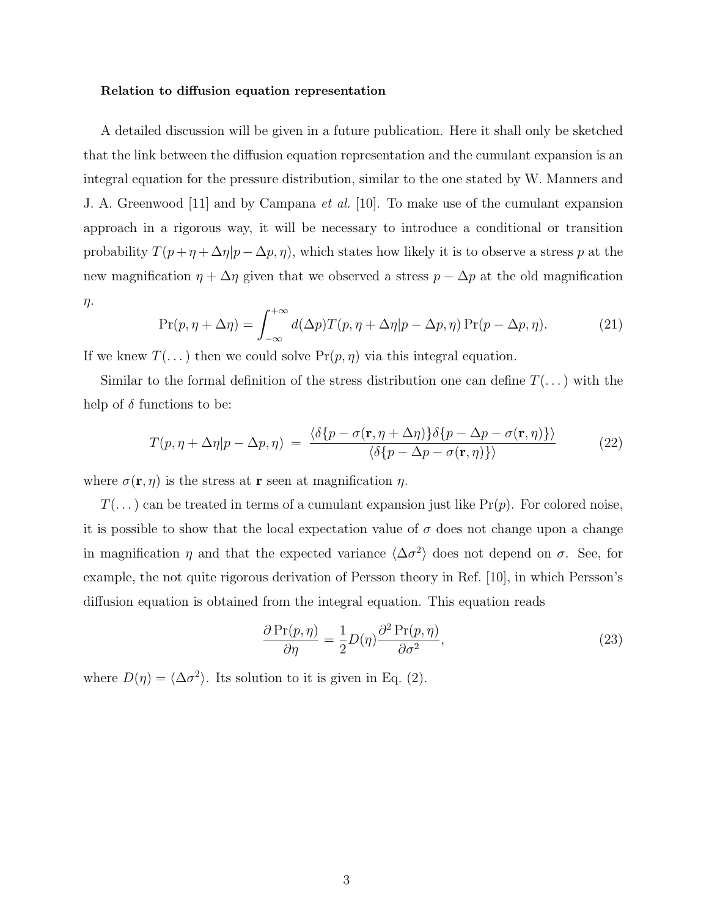**Relation to diffusion equation representation**

A detailed discussion will be given in a future publication. Here it shall only be sketched that the link between the diffusion equation representation and the cumulant expansion is an integral equation for the pressure distribution, similar to the one stated by W. Manners and J. A. Greenwood [11] and by Campana *et al.* [10]. To make use of the cumulant expansion approach in a rigorous way, it will be necessary to introduce a conditional or transition probability $T(p+\eta+\Delta\eta|p-\Delta p,\eta)$, which states how likely it is to observe a stress $p$ at the new magnification $\eta+\Delta\eta$ given that we observed a stress $p-\Delta p$ at the old magnification $\eta$.

$$\Pr(p,\eta+\Delta\eta) = \int_{-\infty}^{+\infty} d(\Delta p) T(p,\eta+\Delta\eta|p-\Delta p,\eta)\Pr(p-\Delta p,\eta). \tag{21}$$

If we knew $T(\dots)$ then we could solve $\Pr(p,\eta)$ via this integral equation.

Similar to the formal definition of the stress distribution one can define $T(\dots)$ with the help of $\delta$ functions to be:

$$T(p,\eta+\Delta\eta|p-\Delta p,\eta) \;=\; \frac{\langle\delta\{p-\sigma(\mathbf{r},\eta+\Delta\eta)\}\delta\{p-\Delta p-\sigma(\mathbf{r},\eta)\}\rangle}{\langle\delta\{p-\Delta p-\sigma(\mathbf{r},\eta)\}\rangle} \tag{22}$$

where $\sigma(\mathbf{r},\eta)$ is the stress at $\mathbf{r}$ seen at magnification $\eta$.

$T(\dots)$ can be treated in terms of a cumulant expansion just like $\Pr(p)$. For colored noise, it is possible to show that the local expectation value of $\sigma$ does not change upon a change in magnification $\eta$ and that the expected variance $\langle\Delta\sigma^2\rangle$ does not depend on $\sigma$. See, for example, the not quite rigorous derivation of Persson theory in Ref. [10], in which Persson's diffusion equation is obtained from the integral equation. This equation reads

$$\frac{\partial\Pr(p,\eta)}{\partial\eta} = \frac{1}{2}D(\eta)\frac{\partial^2\Pr(p,\eta)}{\partial\sigma^2}, \tag{23}$$

where $D(\eta) = \langle\Delta\sigma^2\rangle$. Its solution to it is given in Eq. (2).